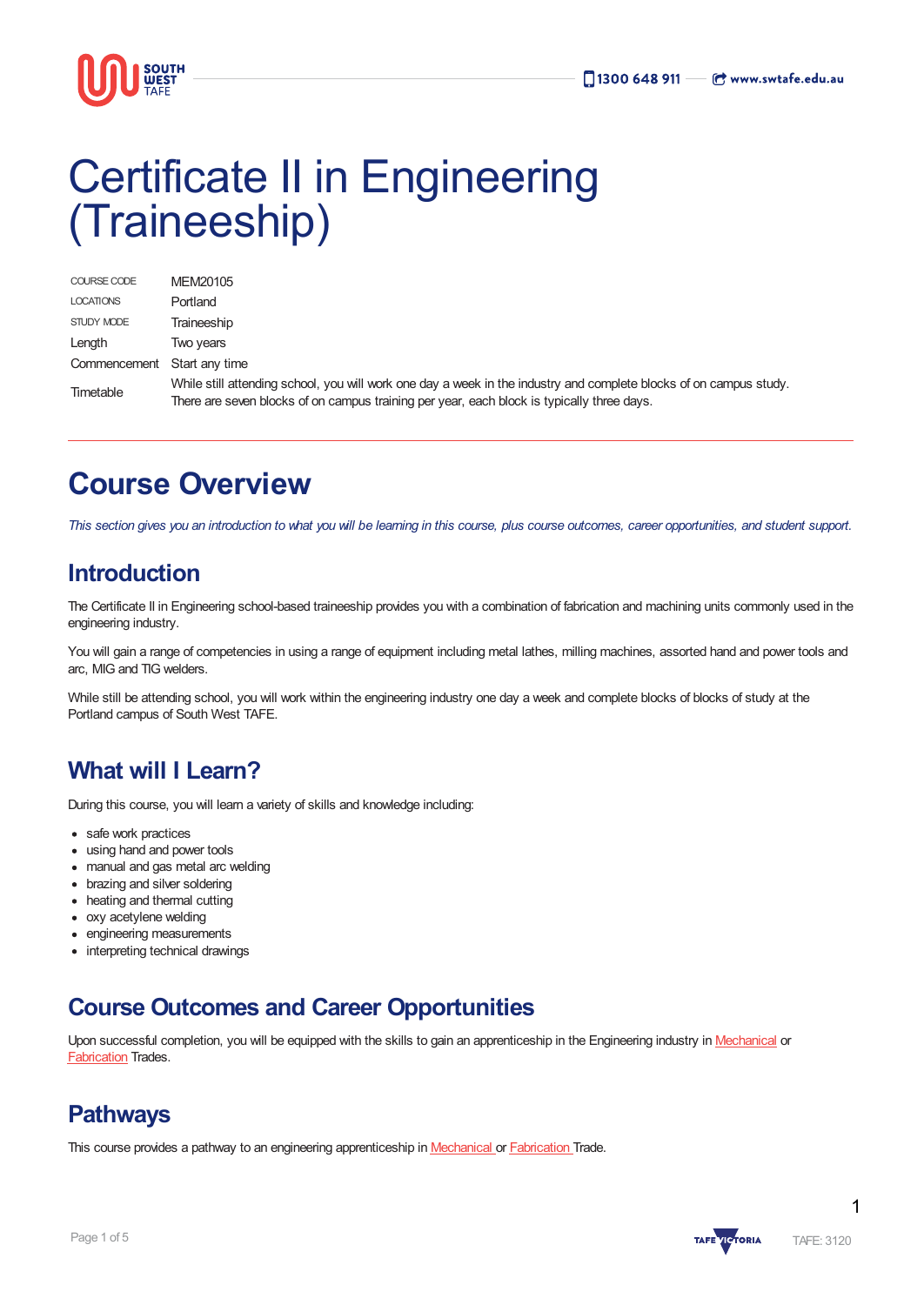# Certificate II in Engineering (Traineeship)

| | |
|---|---|
| COURSE CODE | MEM20105 |
| LOCATIONS | Portland |
| STUDY MODE | Traineeship |
| Length | Two years |
| Commencement | Start any time |
| Timetable | While still attending school, you will work one day a week in the industry and complete blocks of on campus study. There are seven blocks of on campus training per year, each block is typically three days. |

## Course Overview

*This section gives you an introduction to what you will be learning in this course, plus course outcomes, career opportunities, and student support.*

### Introduction

The Certificate II in Engineering school-based traineeship provides you with a combination of fabrication and machining units commonly used in the engineering industry.

You will gain a range of competencies in using a range of equipment including metal lathes, milling machines, assorted hand and power tools and arc, MIG and TIG welders.

While still be attending school, you will work within the engineering industry one day a week and complete blocks of blocks of study at the Portland campus of South West TAFE.

### What will I Learn?

During this course, you will learn a variety of skills and knowledge including:

- safe work practices
- using hand and power tools
- manual and gas metal arc welding
- brazing and silver soldering
- heating and thermal cutting
- oxy acetylene welding
- engineering measurements
- interpreting technical drawings

### Course Outcomes and Career Opportunities

Upon successful completion, you will be equipped with the skills to gain an apprenticeship in the Engineering industry in Mechanical or Fabrication Trades.

### Pathways

This course provides a pathway to an engineering apprenticeship in Mechanical or Fabrication Trade.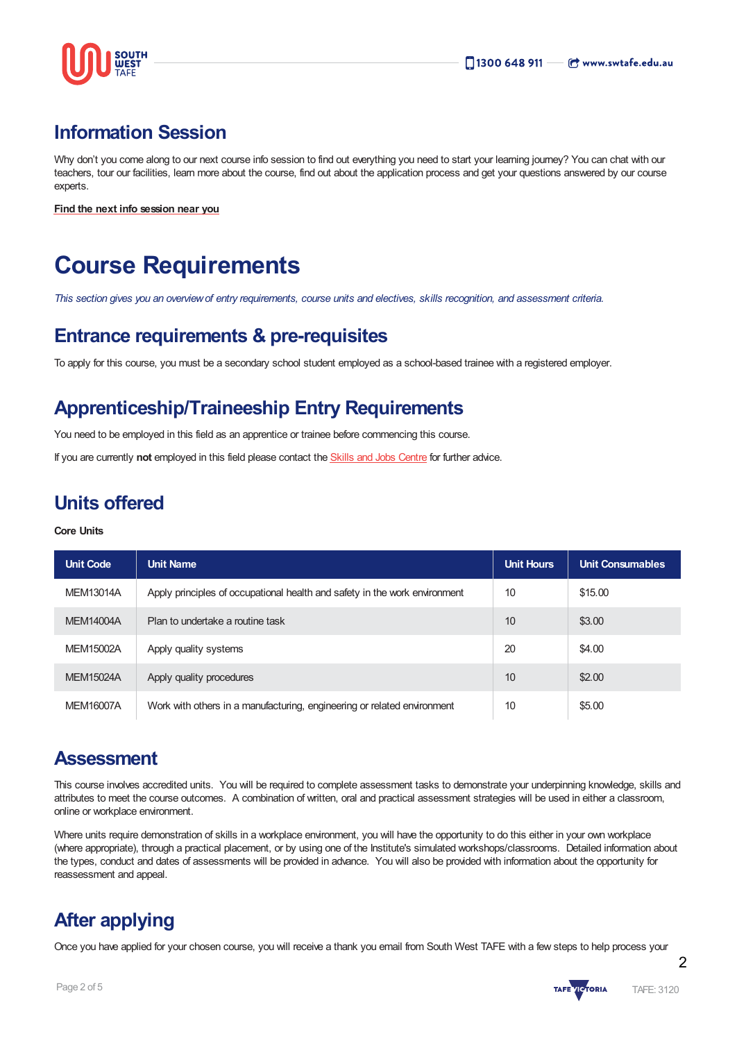## Information Session

Why don't you come along to our next course info session to find out everything you need to start your learning journey? You can chat with our teachers, tour our facilities, learn more about the course, find out about the application process and get your questions answered by our course experts.

**Find the next info session near you**

# Course Requirements

*This section gives you an overview of entry requirements, course units and electives, skills recognition, and assessment criteria.*

## Entrance requirements & pre-requisites

To apply for this course, you must be a secondary school student employed as a school-based trainee with a registered employer.

## Apprenticeship/Traineeship Entry Requirements

You need to be employed in this field as an apprentice or trainee before commencing this course.

If you are currently **not** employed in this field please contact the Skills and Jobs Centre for further advice.

## Units offered

**Core Units**

| Unit Code | Unit Name | Unit Hours | Unit Consumables |
|---|---|---|---|
| MEM13014A | Apply principles of occupational health and safety in the work environment | 10 | $15.00 |
| MEM14004A | Plan to undertake a routine task | 10 | $3.00 |
| MEM15002A | Apply quality systems | 20 | $4.00 |
| MEM15024A | Apply quality procedures | 10 | $2.00 |
| MEM16007A | Work with others in a manufacturing, engineering or related environment | 10 | $5.00 |

## Assessment

This course involves accredited units. You will be required to complete assessment tasks to demonstrate your underpinning knowledge, skills and attributes to meet the course outcomes. A combination of written, oral and practical assessment strategies will be used in either a classroom, online or workplace environment.

Where units require demonstration of skills in a workplace environment, you will have the opportunity to do this either in your own workplace (where appropriate), through a practical placement, or by using one of the Institute's simulated workshops/classrooms. Detailed information about the types, conduct and dates of assessments will be provided in advance. You will also be provided with information about the opportunity for reassessment and appeal.

## After applying

Once you have applied for your chosen course, you will receive a thank you email from South West TAFE with a few steps to help process your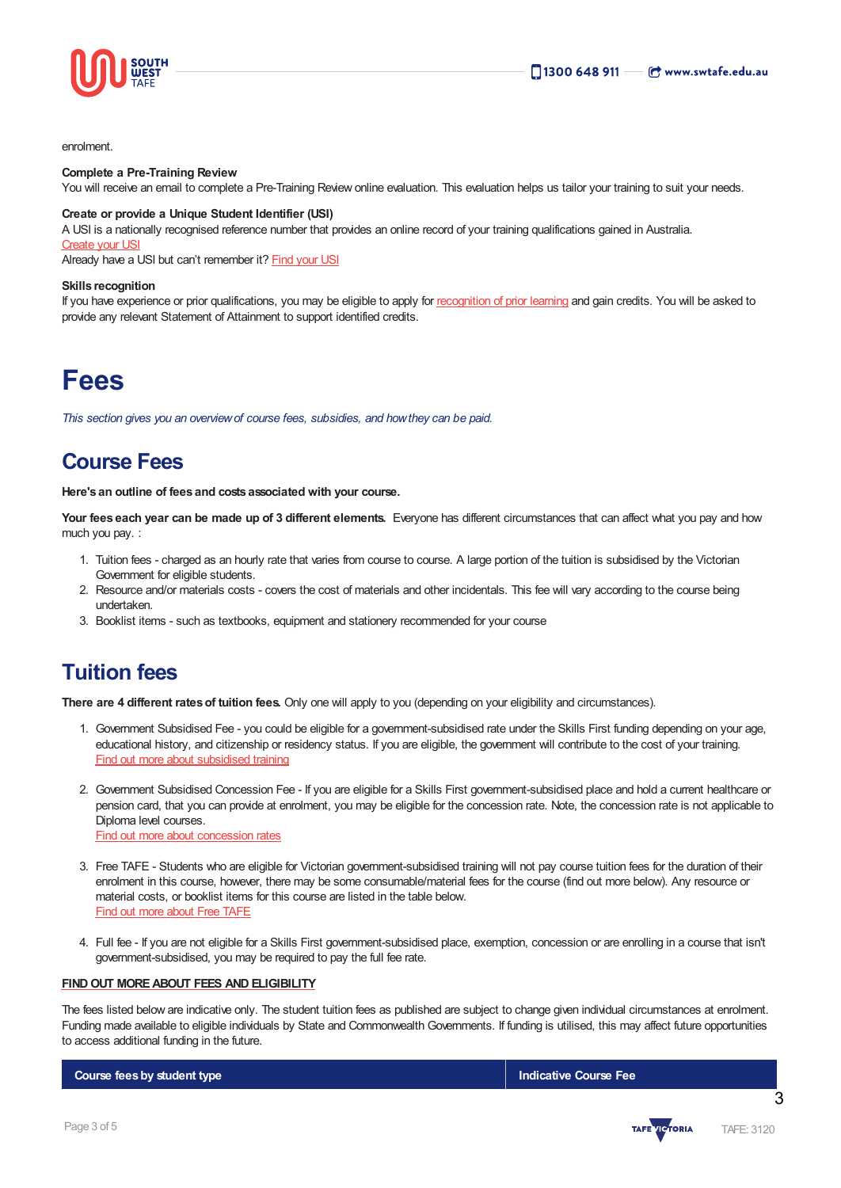enrolment.

**Complete a Pre-Training Review**
You will receive an email to complete a Pre-Training Review online evaluation. This evaluation helps us tailor your training to suit your needs.

**Create or provide a Unique Student Identifier (USI)**
A USI is a nationally recognised reference number that provides an online record of your training qualifications gained in Australia.
Create your USI
Already have a USI but can't remember it? Find your USI

**Skills recognition**
If you have experience or prior qualifications, you may be eligible to apply for recognition of prior learning and gain credits. You will be asked to provide any relevant Statement of Attainment to support identified credits.

# Fees

*This section gives you an overview of course fees, subsidies, and how they can be paid.*

## Course Fees

**Here's an outline of fees and costs associated with your course.**

**Your fees each year can be made up of 3 different elements.** Everyone has different circumstances that can affect what you pay and how much you pay. :

1. Tuition fees - charged as an hourly rate that varies from course to course. A large portion of the tuition is subsidised by the Victorian Government for eligible students.
2. Resource and/or materials costs - covers the cost of materials and other incidentals. This fee will vary according to the course being undertaken.
3. Booklist items - such as textbooks, equipment and stationery recommended for your course

## Tuition fees

**There are 4 different rates of tuition fees.** Only one will apply to you (depending on your eligibility and circumstances).

1. Government Subsidised Fee - you could be eligible for a government-subsidised rate under the Skills First funding depending on your age, educational history, and citizenship or residency status. If you are eligible, the government will contribute to the cost of your training.
   Find out more about subsidised training

2. Government Subsidised Concession Fee - If you are eligible for a Skills First government-subsidised place and hold a current healthcare or pension card, that you can provide at enrolment, you may be eligible for the concession rate. Note, the concession rate is not applicable to Diploma level courses.
   Find out more about concession rates

3. Free TAFE - Students who are eligible for Victorian government-subsidised training will not pay course tuition fees for the duration of their enrolment in this course, however, there may be some consumable/material fees for the course (find out more below). Any resource or material costs, or booklist items for this course are listed in the table below.
   Find out more about Free TAFE

4. Full fee - If you are not eligible for a Skills First government-subsidised place, exemption, concession or are enrolling in a course that isn't government-subsidised, you may be required to pay the full fee rate.

**FIND OUT MORE ABOUT FEES AND ELIGIBILITY**

The fees listed below are indicative only. The student tuition fees as published are subject to change given individual circumstances at enrolment. Funding made available to eligible individuals by State and Commonwealth Governments. If funding is utilised, this may affect future opportunities to access additional funding in the future.

| Course fees by student type | Indicative Course Fee |
|---|---|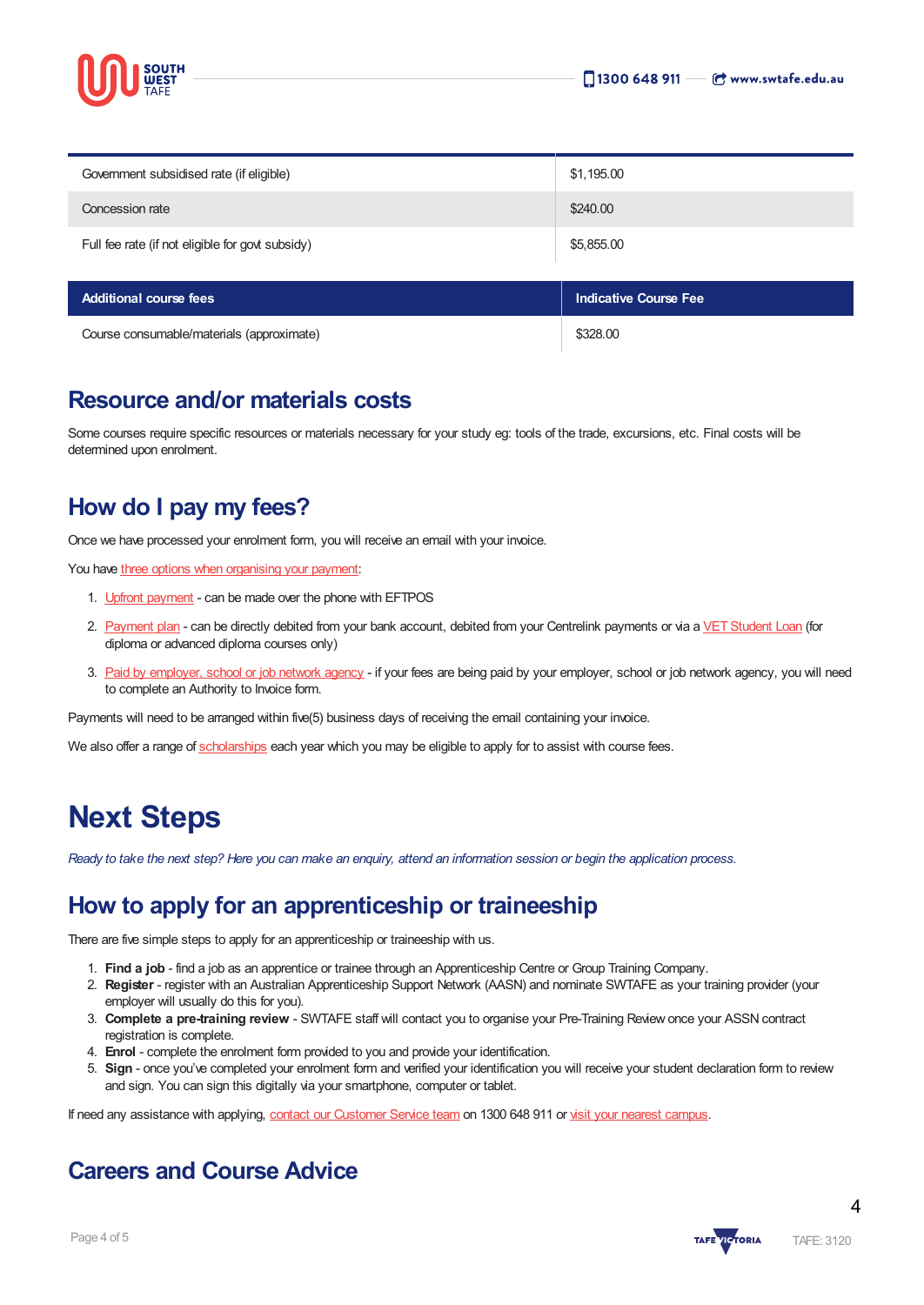| | |
|---|---|
| Government subsidised rate (if eligible) | $1,195.00 |
| Concession rate | $240.00 |
| Full fee rate (if not eligible for govt subsidy) | $5,855.00 |

| Additional course fees | Indicative Course Fee |
|---|---|
| Course consumable/materials (approximate) | $328.00 |

## Resource and/or materials costs

Some courses require specific resources or materials necessary for your study eg: tools of the trade, excursions, etc. Final costs will be determined upon enrolment.

## How do I pay my fees?

Once we have processed your enrolment form, you will receive an email with your invoice.

You have three options when organising your payment:

1. Upfront payment - can be made over the phone with EFTPOS
2. Payment plan - can be directly debited from your bank account, debited from your Centrelink payments or via a VET Student Loan (for diploma or advanced diploma courses only)
3. Paid by employer, school or job network agency - if your fees are being paid by your employer, school or job network agency, you will need to complete an Authority to Invoice form.

Payments will need to be arranged within five(5) business days of receiving the email containing your invoice.

We also offer a range of scholarships each year which you may be eligible to apply for to assist with course fees.

# Next Steps

*Ready to take the next step? Here you can make an enquiry, attend an information session or begin the application process.*

## How to apply for an apprenticeship or traineeship

There are five simple steps to apply for an apprenticeship or traineeship with us.

1. **Find a job** - find a job as an apprentice or trainee through an Apprenticeship Centre or Group Training Company.
2. **Register** - register with an Australian Apprenticeship Support Network (AASN) and nominate SWTAFE as your training provider (your employer will usually do this for you).
3. **Complete a pre-training review** - SWTAFE staff will contact you to organise your Pre-Training Review once your ASSN contract registration is complete.
4. **Enrol** - complete the enrolment form provided to you and provide your identification.
5. **Sign** - once you've completed your enrolment form and verified your identification you will receive your student declaration form to review and sign. You can sign this digitally via your smartphone, computer or tablet.

If need any assistance with applying, contact our Customer Service team on 1300 648 911 or visit your nearest campus.

## Careers and Course Advice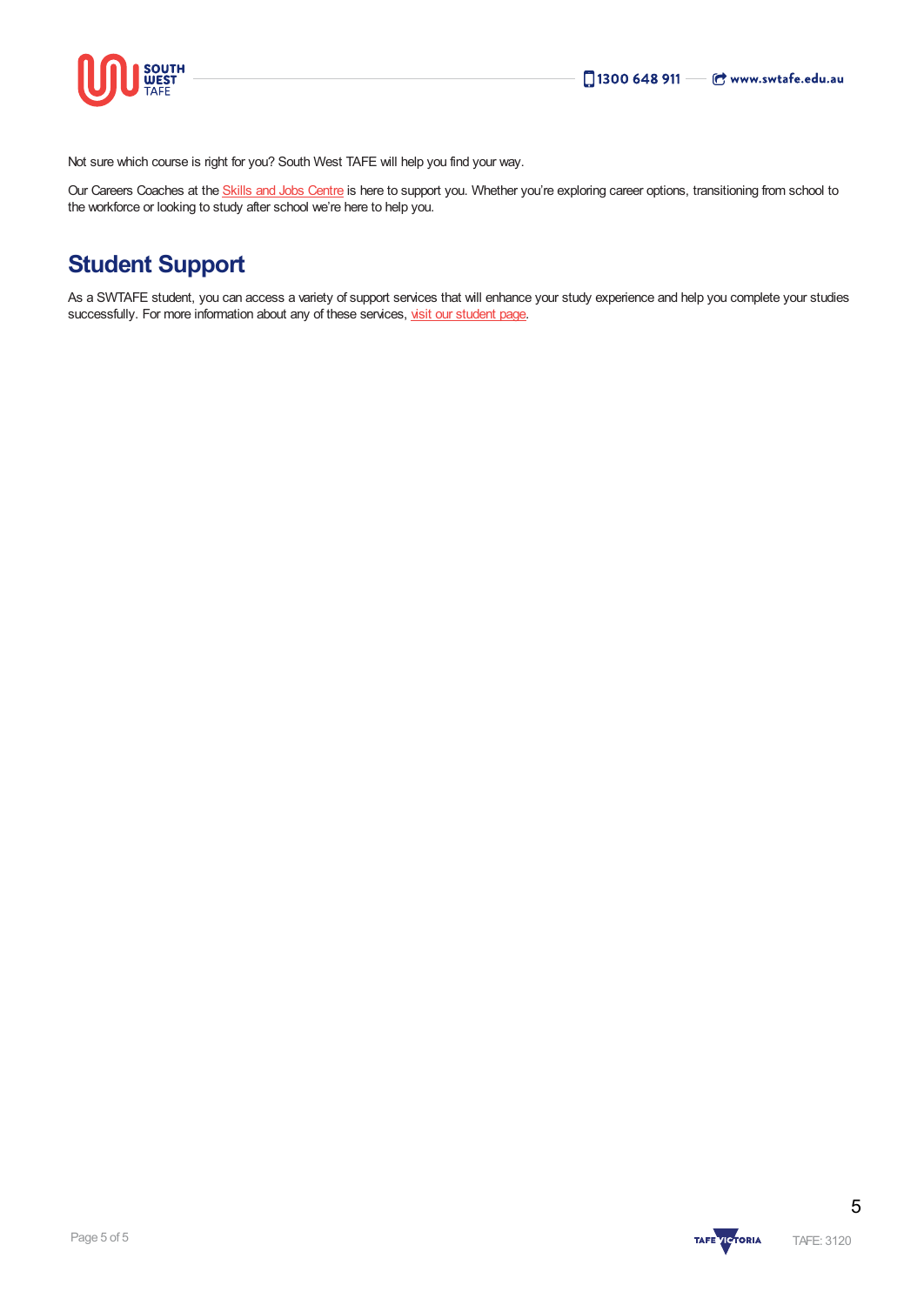Not sure which course is right for you? South West TAFE will help you find your way.

Our Careers Coaches at the Skills and Jobs Centre is here to support you. Whether you're exploring career options, transitioning from school to the workforce or looking to study after school we're here to help you.

## Student Support

As a SWTAFE student, you can access a variety of support services that will enhance your study experience and help you complete your studies successfully. For more information about any of these services, visit our student page.